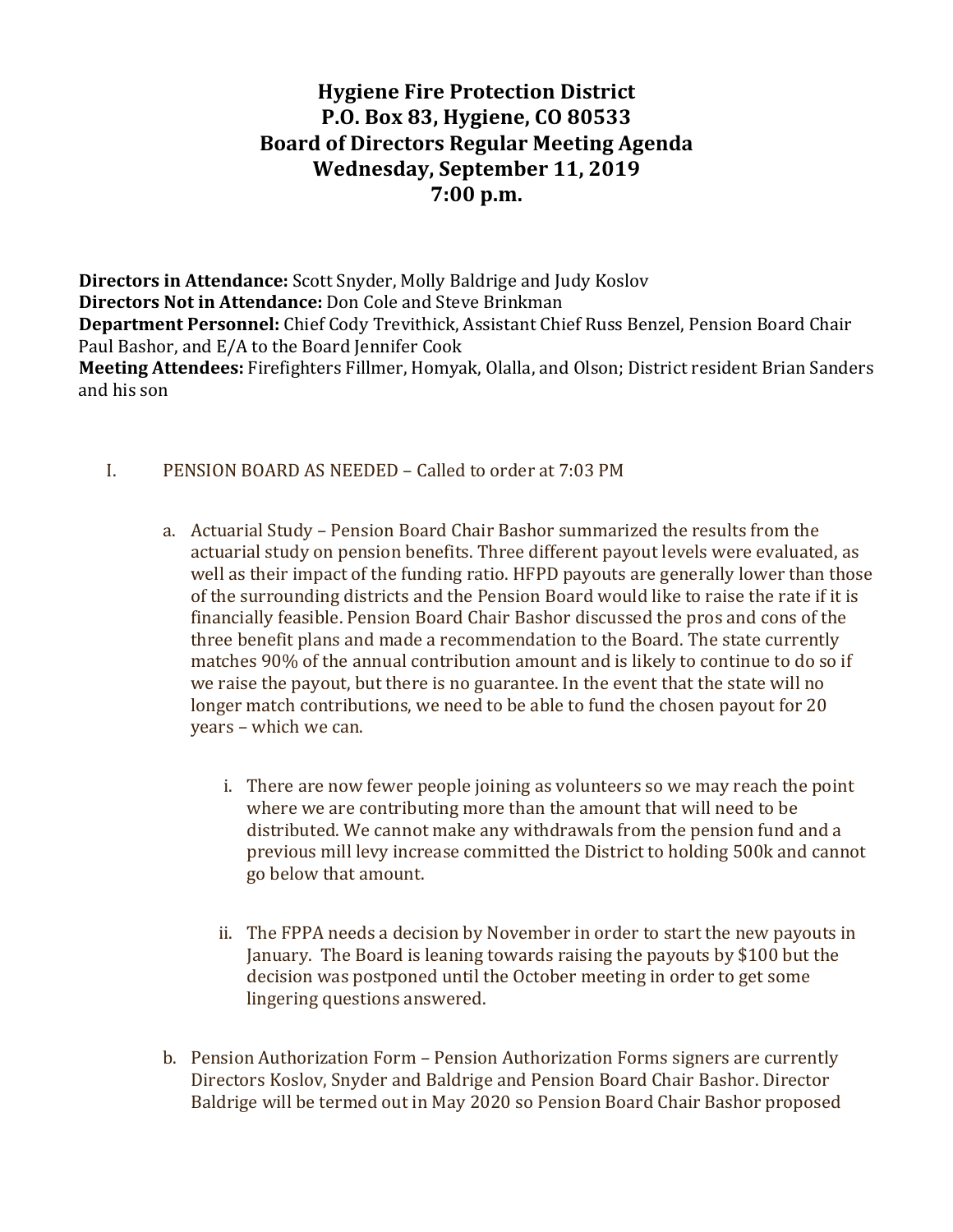# Hygiene Fire Protection District
# P.O. Box 83, Hygiene, CO 80533
# Board of Directors Regular Meeting Agenda
# Wednesday, September 11, 2019
# 7:00 p.m.

**Directors in Attendance:** Scott Snyder, Molly Baldrige and Judy Koslov
**Directors Not in Attendance:** Don Cole and Steve Brinkman
**Department Personnel:** Chief Cody Trevithick, Assistant Chief Russ Benzel, Pension Board Chair Paul Bashor, and E/A to the Board Jennifer Cook
**Meeting Attendees:** Firefighters Fillmer, Homyak, Olalla, and Olson; District resident Brian Sanders and his son

I. PENSION BOARD AS NEEDED – Called to order at 7:03 PM

a. Actuarial Study – Pension Board Chair Bashor summarized the results from the actuarial study on pension benefits. Three different payout levels were evaluated, as well as their impact of the funding ratio. HFPD payouts are generally lower than those of the surrounding districts and the Pension Board would like to raise the rate if it is financially feasible. Pension Board Chair Bashor discussed the pros and cons of the three benefit plans and made a recommendation to the Board. The state currently matches 90% of the annual contribution amount and is likely to continue to do so if we raise the payout, but there is no guarantee. In the event that the state will no longer match contributions, we need to be able to fund the chosen payout for 20 years – which we can.

i. There are now fewer people joining as volunteers so we may reach the point where we are contributing more than the amount that will need to be distributed. We cannot make any withdrawals from the pension fund and a previous mill levy increase committed the District to holding 500k and cannot go below that amount.

ii. The FPPA needs a decision by November in order to start the new payouts in January. The Board is leaning towards raising the payouts by $100 but the decision was postponed until the October meeting in order to get some lingering questions answered.

b. Pension Authorization Form – Pension Authorization Forms signers are currently Directors Koslov, Snyder and Baldrige and Pension Board Chair Bashor. Director Baldrige will be termed out in May 2020 so Pension Board Chair Bashor proposed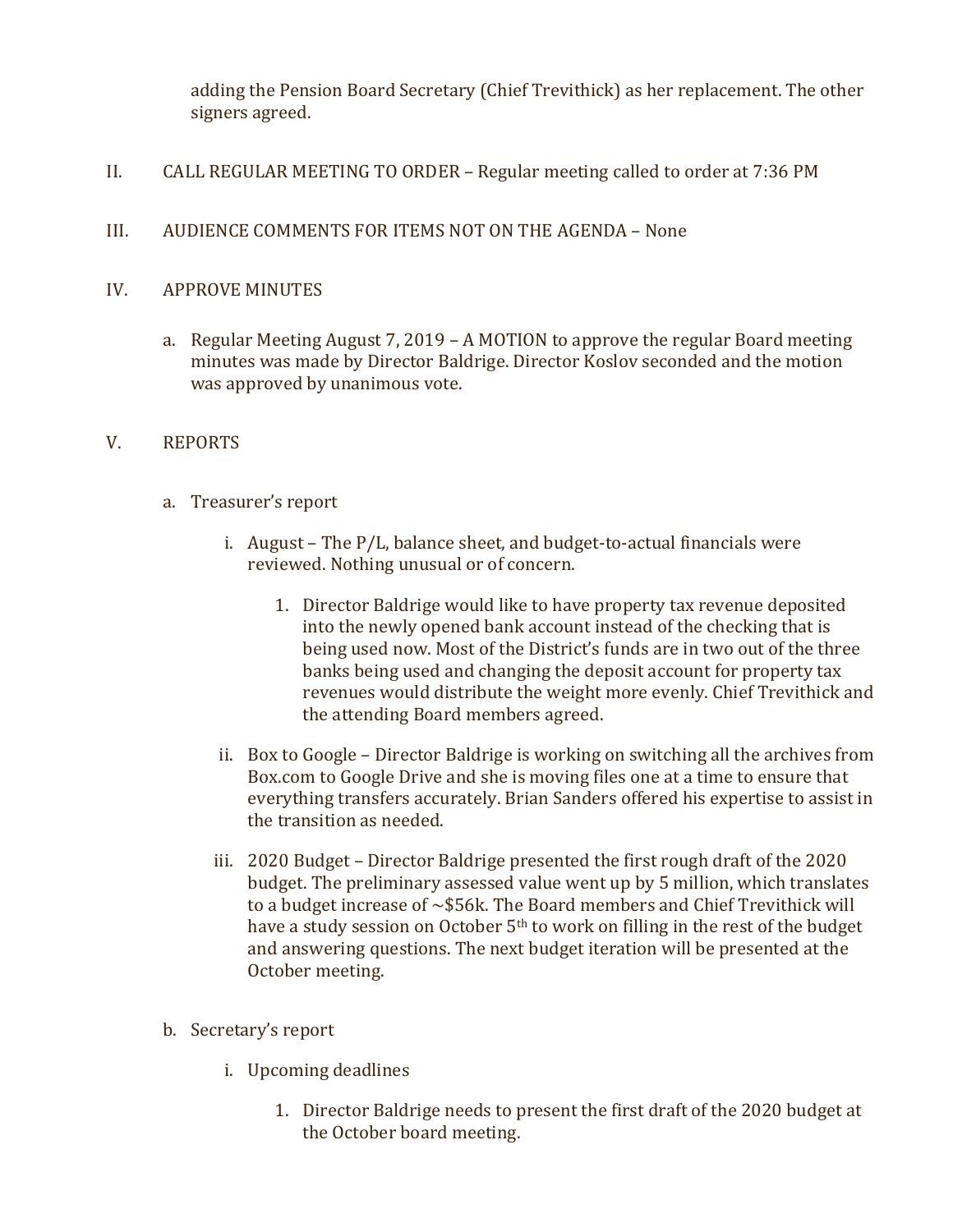adding the Pension Board Secretary (Chief Trevithick) as her replacement. The other signers agreed.

II. CALL REGULAR MEETING TO ORDER – Regular meeting called to order at 7:36 PM

III. AUDIENCE COMMENTS FOR ITEMS NOT ON THE AGENDA – None

IV. APPROVE MINUTES

a. Regular Meeting August 7, 2019 – A MOTION to approve the regular Board meeting minutes was made by Director Baldrige. Director Koslov seconded and the motion was approved by unanimous vote.

V. REPORTS

a. Treasurer's report

i. August – The P/L, balance sheet, and budget-to-actual financials were reviewed. Nothing unusual or of concern.

1. Director Baldrige would like to have property tax revenue deposited into the newly opened bank account instead of the checking that is being used now. Most of the District's funds are in two out of the three banks being used and changing the deposit account for property tax revenues would distribute the weight more evenly. Chief Trevithick and the attending Board members agreed.

ii. Box to Google – Director Baldrige is working on switching all the archives from Box.com to Google Drive and she is moving files one at a time to ensure that everything transfers accurately. Brian Sanders offered his expertise to assist in the transition as needed.

iii. 2020 Budget – Director Baldrige presented the first rough draft of the 2020 budget. The preliminary assessed value went up by 5 million, which translates to a budget increase of ~$56k. The Board members and Chief Trevithick will have a study session on October 5th to work on filling in the rest of the budget and answering questions. The next budget iteration will be presented at the October meeting.

b. Secretary's report

i. Upcoming deadlines

1. Director Baldrige needs to present the first draft of the 2020 budget at the October board meeting.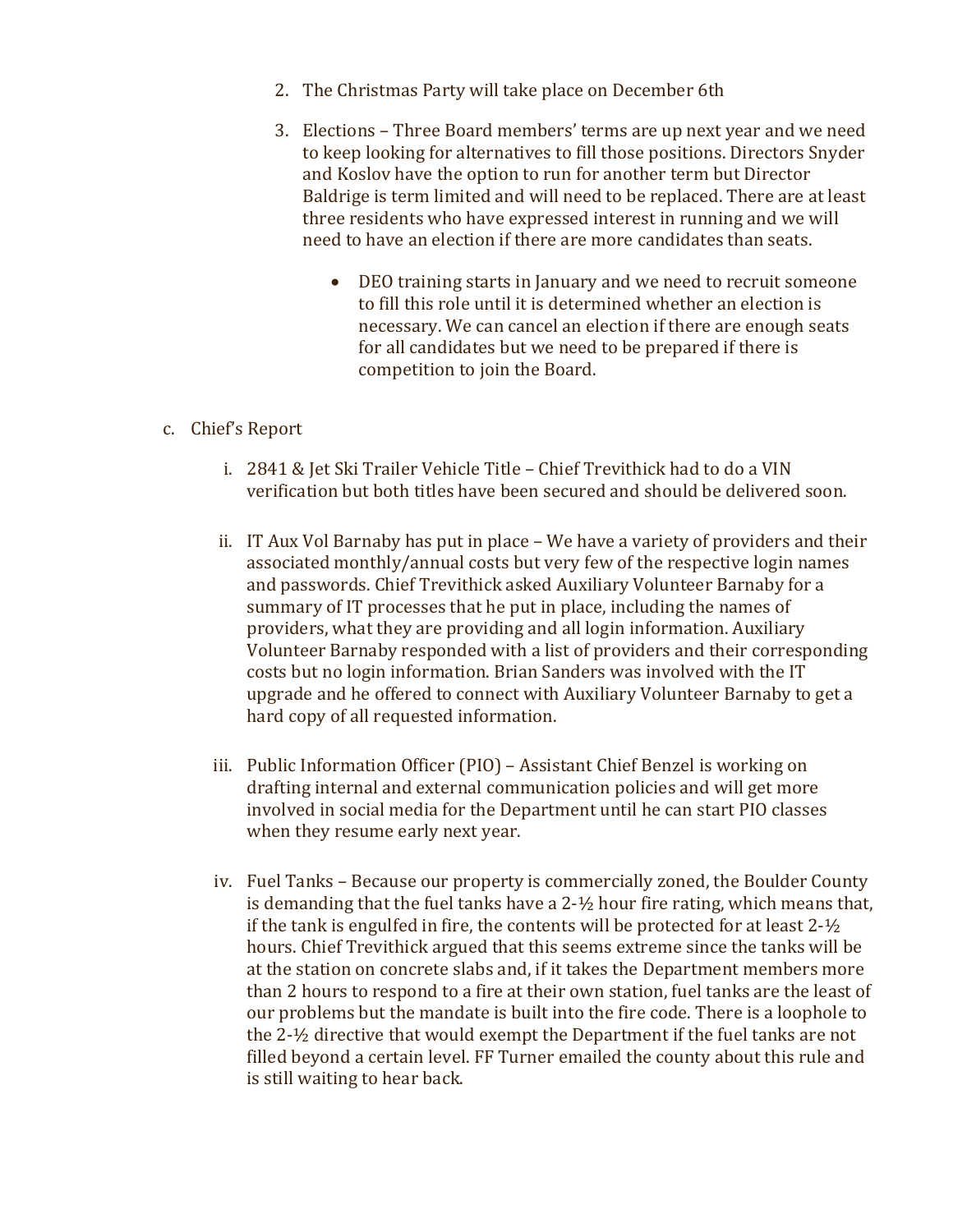2. The Christmas Party will take place on December 6th

3. Elections – Three Board members' terms are up next year and we need to keep looking for alternatives to fill those positions. Directors Snyder and Koslov have the option to run for another term but Director Baldrige is term limited and will need to be replaced. There are at least three residents who have expressed interest in running and we will need to have an election if there are more candidates than seats.

   - DEO training starts in January and we need to recruit someone to fill this role until it is determined whether an election is necessary. We can cancel an election if there are enough seats for all candidates but we need to be prepared if there is competition to join the Board.

c. Chief's Report

   i. 2841 & Jet Ski Trailer Vehicle Title – Chief Trevithick had to do a VIN verification but both titles have been secured and should be delivered soon.

   ii. IT Aux Vol Barnaby has put in place – We have a variety of providers and their associated monthly/annual costs but very few of the respective login names and passwords. Chief Trevithick asked Auxiliary Volunteer Barnaby for a summary of IT processes that he put in place, including the names of providers, what they are providing and all login information. Auxiliary Volunteer Barnaby responded with a list of providers and their corresponding costs but no login information. Brian Sanders was involved with the IT upgrade and he offered to connect with Auxiliary Volunteer Barnaby to get a hard copy of all requested information.

   iii. Public Information Officer (PIO) – Assistant Chief Benzel is working on drafting internal and external communication policies and will get more involved in social media for the Department until he can start PIO classes when they resume early next year.

   iv. Fuel Tanks – Because our property is commercially zoned, the Boulder County is demanding that the fuel tanks have a 2-½ hour fire rating, which means that, if the tank is engulfed in fire, the contents will be protected for at least 2-½ hours. Chief Trevithick argued that this seems extreme since the tanks will be at the station on concrete slabs and, if it takes the Department members more than 2 hours to respond to a fire at their own station, fuel tanks are the least of our problems but the mandate is built into the fire code. There is a loophole to the 2-½ directive that would exempt the Department if the fuel tanks are not filled beyond a certain level. FF Turner emailed the county about this rule and is still waiting to hear back.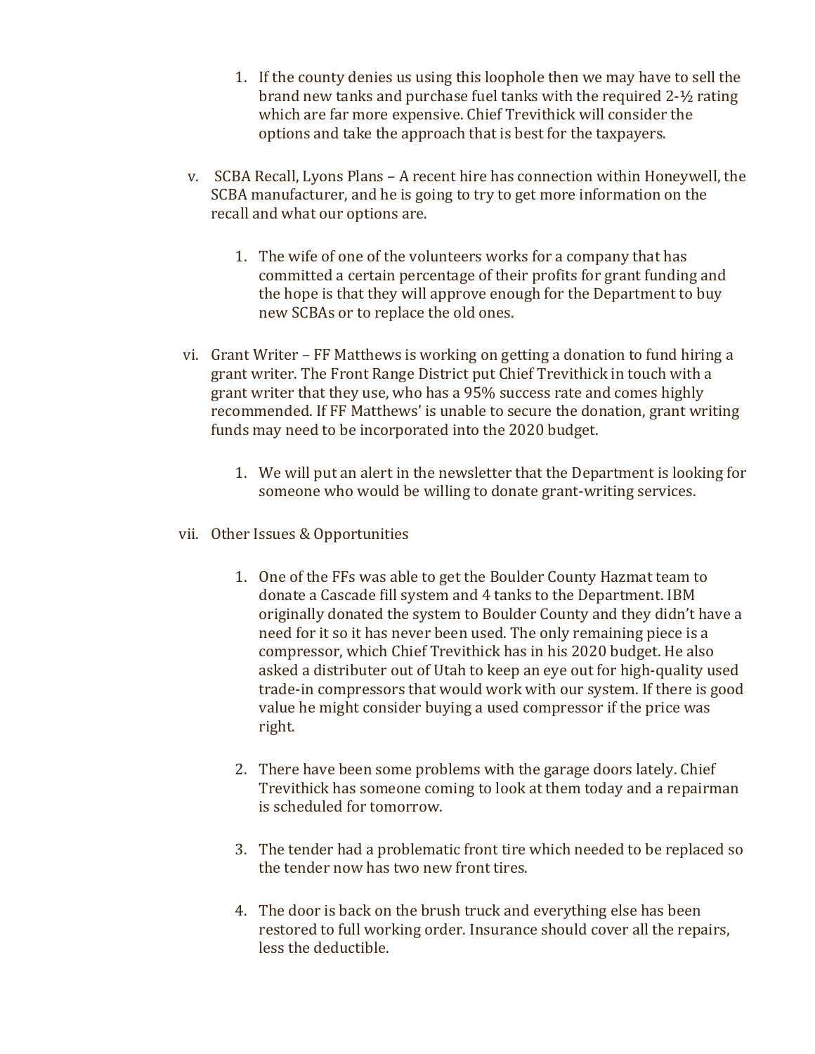1. If the county denies us using this loophole then we may have to sell the brand new tanks and purchase fuel tanks with the required 2-½ rating which are far more expensive. Chief Trevithick will consider the options and take the approach that is best for the taxpayers.

v. SCBA Recall, Lyons Plans – A recent hire has connection within Honeywell, the SCBA manufacturer, and he is going to try to get more information on the recall and what our options are.

   1. The wife of one of the volunteers works for a company that has committed a certain percentage of their profits for grant funding and the hope is that they will approve enough for the Department to buy new SCBAs or to replace the old ones.

vi. Grant Writer – FF Matthews is working on getting a donation to fund hiring a grant writer. The Front Range District put Chief Trevithick in touch with a grant writer that they use, who has a 95% success rate and comes highly recommended. If FF Matthews' is unable to secure the donation, grant writing funds may need to be incorporated into the 2020 budget.

   1. We will put an alert in the newsletter that the Department is looking for someone who would be willing to donate grant-writing services.

vii. Other Issues & Opportunities

   1. One of the FFs was able to get the Boulder County Hazmat team to donate a Cascade fill system and 4 tanks to the Department. IBM originally donated the system to Boulder County and they didn't have a need for it so it has never been used. The only remaining piece is a compressor, which Chief Trevithick has in his 2020 budget. He also asked a distributer out of Utah to keep an eye out for high-quality used trade-in compressors that would work with our system. If there is good value he might consider buying a used compressor if the price was right.

   2. There have been some problems with the garage doors lately. Chief Trevithick has someone coming to look at them today and a repairman is scheduled for tomorrow.

   3. The tender had a problematic front tire which needed to be replaced so the tender now has two new front tires.

   4. The door is back on the brush truck and everything else has been restored to full working order. Insurance should cover all the repairs, less the deductible.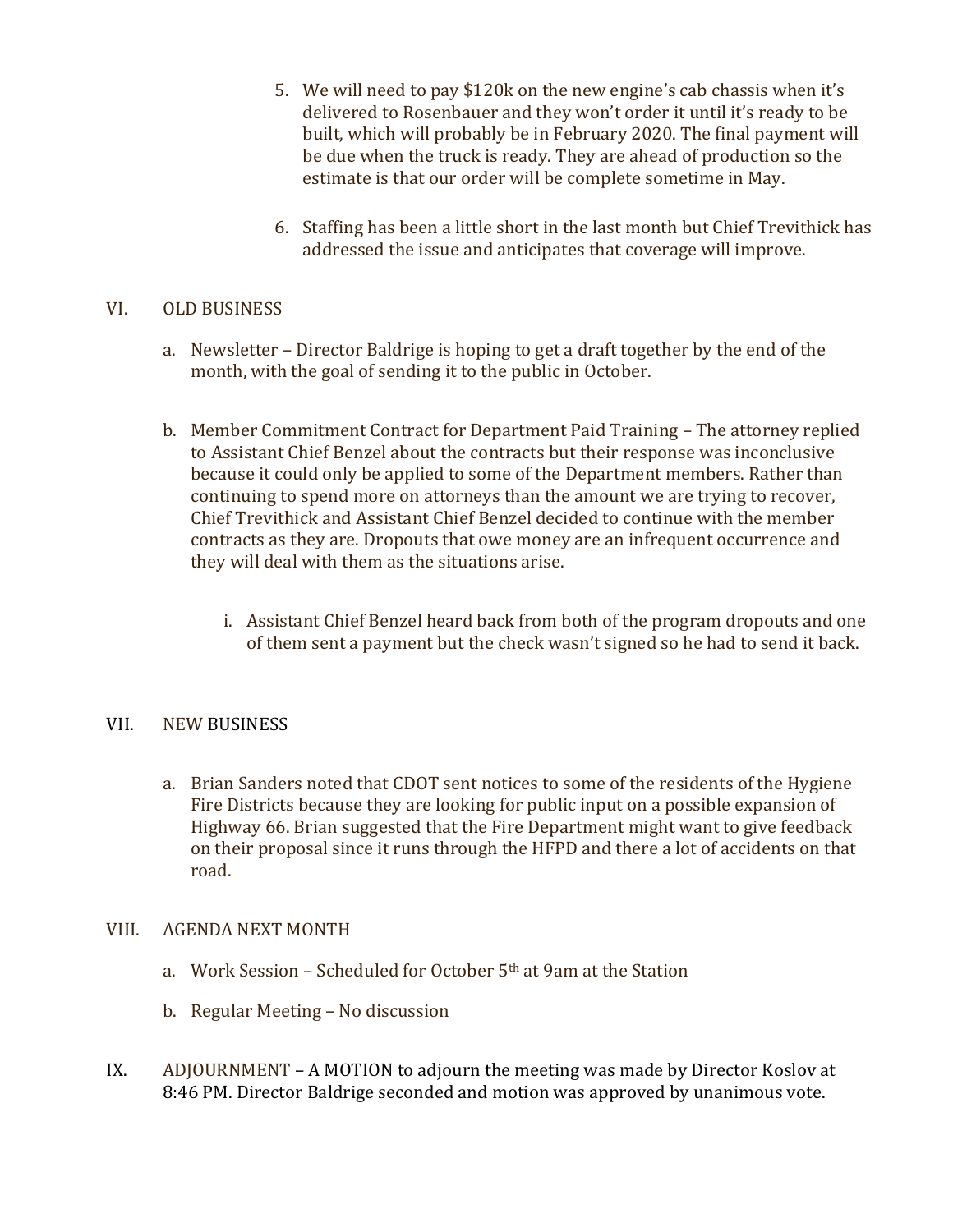5. We will need to pay $120k on the new engine's cab chassis when it's delivered to Rosenbauer and they won't order it until it's ready to be built, which will probably be in February 2020. The final payment will be due when the truck is ready. They are ahead of production so the estimate is that our order will be complete sometime in May.

6. Staffing has been a little short in the last month but Chief Trevithick has addressed the issue and anticipates that coverage will improve.

VI. OLD BUSINESS

a. Newsletter – Director Baldrige is hoping to get a draft together by the end of the month, with the goal of sending it to the public in October.

b. Member Commitment Contract for Department Paid Training – The attorney replied to Assistant Chief Benzel about the contracts but their response was inconclusive because it could only be applied to some of the Department members. Rather than continuing to spend more on attorneys than the amount we are trying to recover, Chief Trevithick and Assistant Chief Benzel decided to continue with the member contracts as they are. Dropouts that owe money are an infrequent occurrence and they will deal with them as the situations arise.

   i. Assistant Chief Benzel heard back from both of the program dropouts and one of them sent a payment but the check wasn't signed so he had to send it back.

VII. NEW BUSINESS

a. Brian Sanders noted that CDOT sent notices to some of the residents of the Hygiene Fire Districts because they are looking for public input on a possible expansion of Highway 66. Brian suggested that the Fire Department might want to give feedback on their proposal since it runs through the HFPD and there a lot of accidents on that road.

VIII. AGENDA NEXT MONTH

a. Work Session – Scheduled for October 5th at 9am at the Station

b. Regular Meeting – No discussion

IX. ADJOURNMENT – A MOTION to adjourn the meeting was made by Director Koslov at 8:46 PM. Director Baldrige seconded and motion was approved by unanimous vote.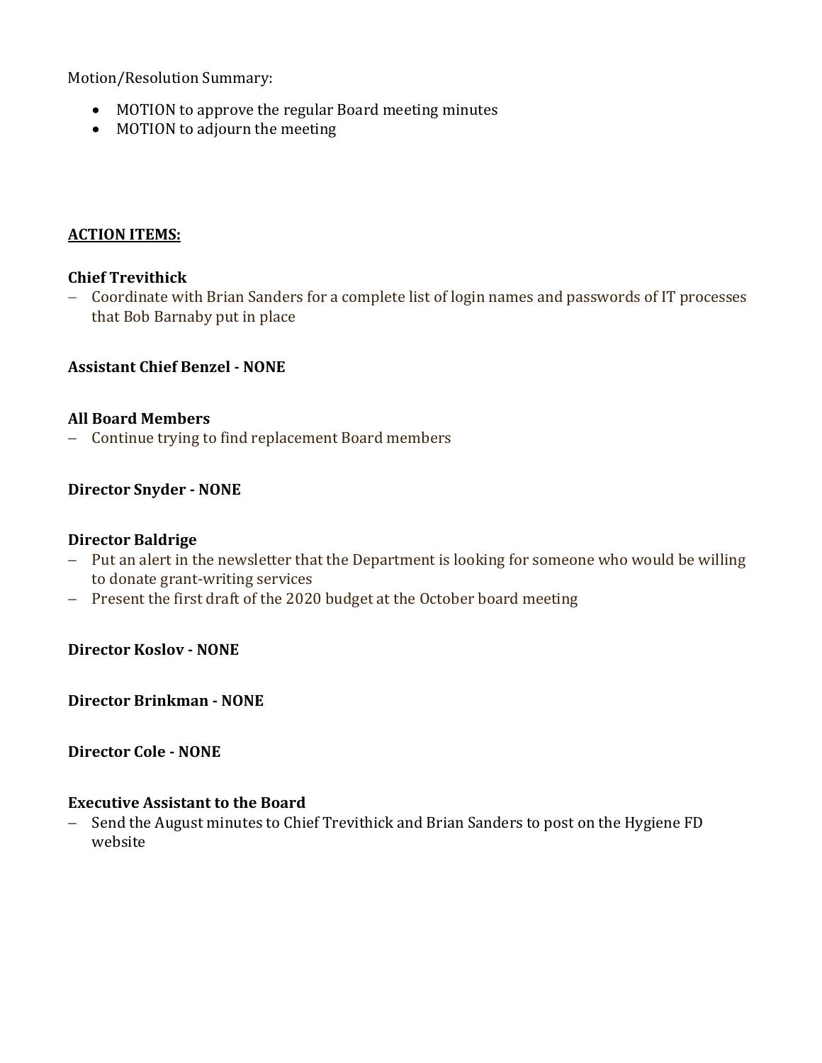Motion/Resolution Summary:

- MOTION to approve the regular Board meeting minutes
- MOTION to adjourn the meeting

**ACTION ITEMS:**

**Chief Trevithick**

- Coordinate with Brian Sanders for a complete list of login names and passwords of IT processes that Bob Barnaby put in place

**Assistant Chief Benzel - NONE**

**All Board Members**

- Continue trying to find replacement Board members

**Director Snyder - NONE**

**Director Baldrige**

- Put an alert in the newsletter that the Department is looking for someone who would be willing to donate grant-writing services
- Present the first draft of the 2020 budget at the October board meeting

**Director Koslov - NONE**

**Director Brinkman - NONE**

**Director Cole - NONE**

**Executive Assistant to the Board**

- Send the August minutes to Chief Trevithick and Brian Sanders to post on the Hygiene FD website